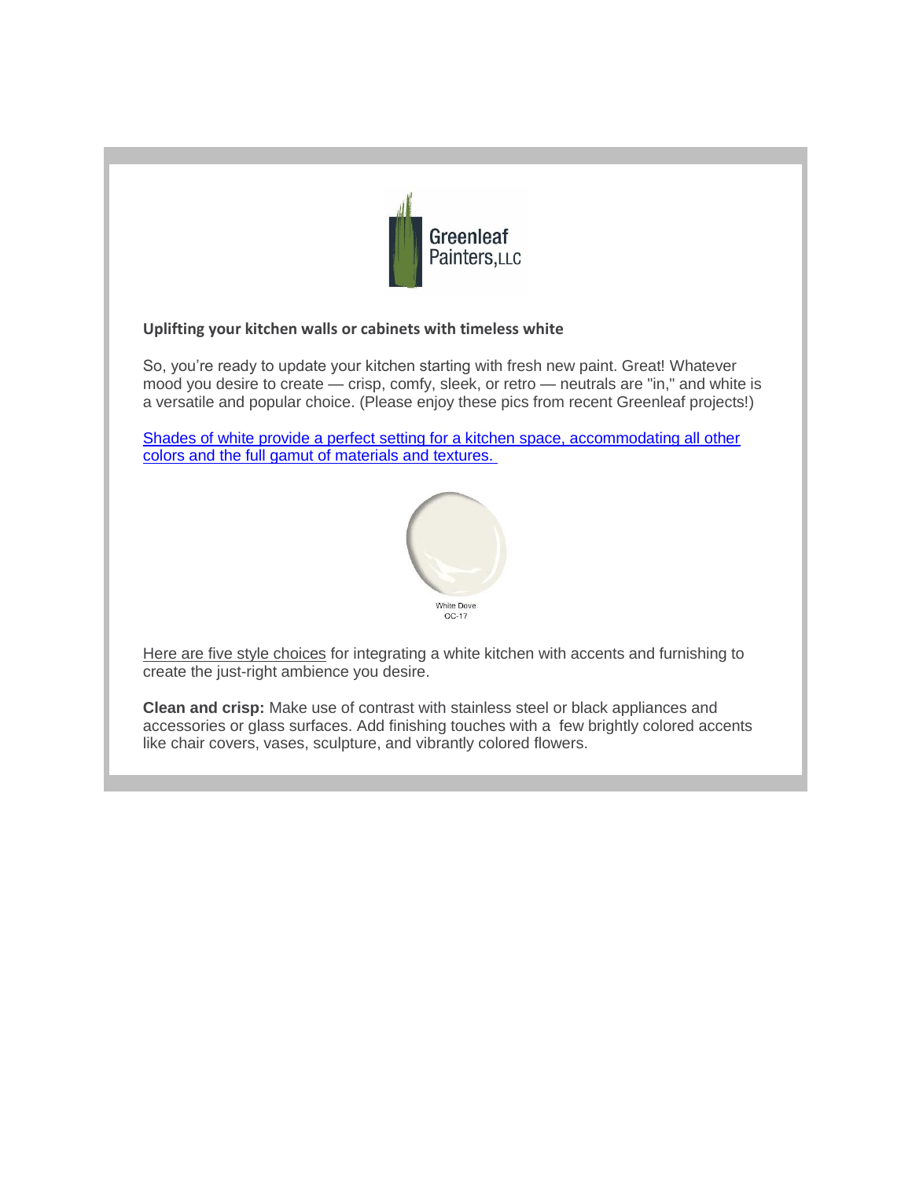Greenleaf Painters, LLC

**Uplifting your kitchen walls or cabinets with timeless white**

So, you're ready to update your kitchen starting with fresh new paint. Great! Whatever mood you desire to create — crisp, comfy, sleek, or retro — neutrals are "in," and white is a versatile and popular choice. (Please enjoy these pics from recent Greenleaf projects!)

Shades of white provide a perfect setting for a kitchen space, accommodating all other colors and the full gamut of materials and textures.

White Dove
OC-17

Here are five style choices for integrating a white kitchen with accents and furnishing to create the just-right ambience you desire.

**Clean and crisp:** Make use of contrast with stainless steel or black appliances and accessories or glass surfaces. Add finishing touches with a few brightly colored accents like chair covers, vases, sculpture, and vibrantly colored flowers.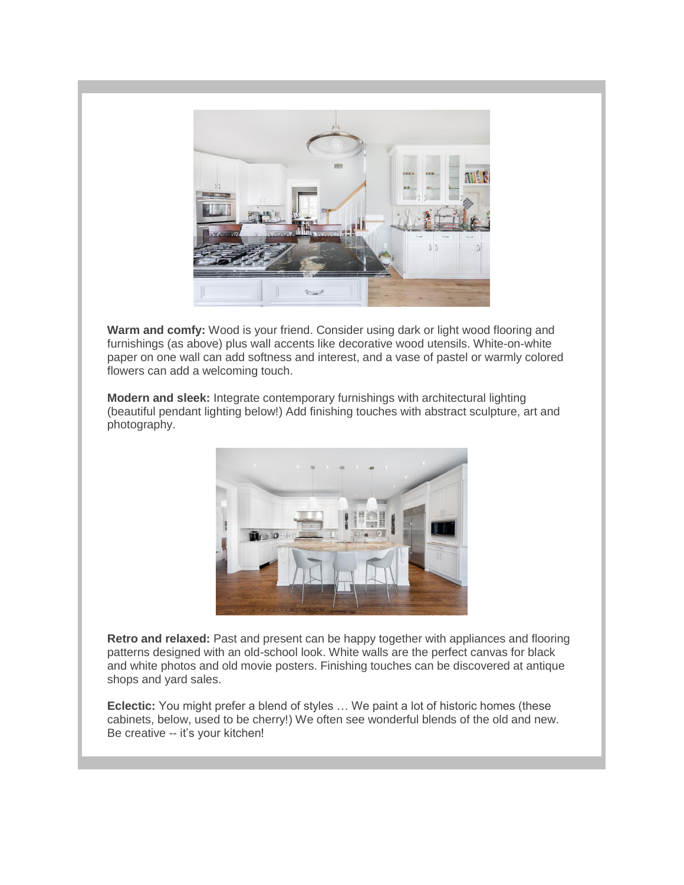**Warm and comfy:** Wood is your friend. Consider using dark or light wood flooring and furnishings (as above) plus wall accents like decorative wood utensils. White-on-white paper on one wall can add softness and interest, and a vase of pastel or warmly colored flowers can add a welcoming touch.

**Modern and sleek:** Integrate contemporary furnishings with architectural lighting (beautiful pendant lighting below!) Add finishing touches with abstract sculpture, art and photography.

**Retro and relaxed:** Past and present can be happy together with appliances and flooring patterns designed with an old-school look. White walls are the perfect canvas for black and white photos and old movie posters. Finishing touches can be discovered at antique shops and yard sales.

**Eclectic:** You might prefer a blend of styles … We paint a lot of historic homes (these cabinets, below, used to be cherry!) We often see wonderful blends of the old and new. Be creative -- it's your kitchen!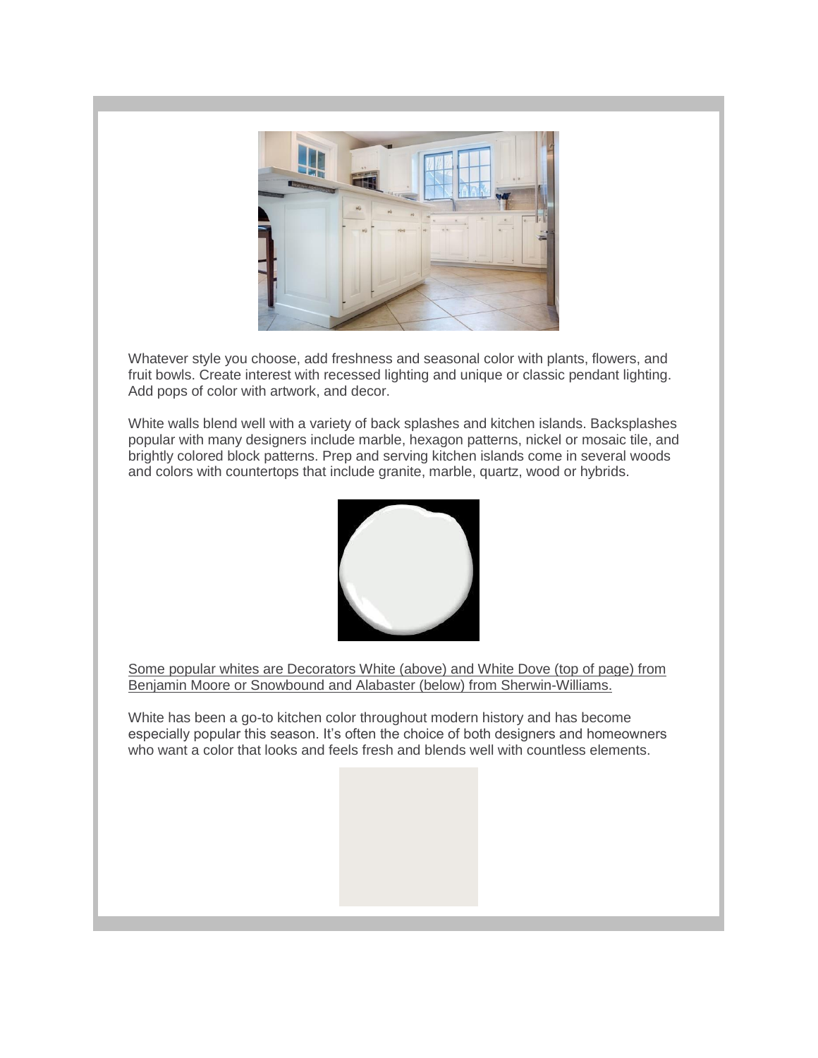Whatever style you choose, add freshness and seasonal color with plants, flowers, and fruit bowls. Create interest with recessed lighting and unique or classic pendant lighting. Add pops of color with artwork, and decor.

White walls blend well with a variety of back splashes and kitchen islands. Backsplashes popular with many designers include marble, hexagon patterns, nickel or mosaic tile, and brightly colored block patterns. Prep and serving kitchen islands come in several woods and colors with countertops that include granite, marble, quartz, wood or hybrids.

Some popular whites are Decorators White (above) and White Dove (top of page) from Benjamin Moore or Snowbound and Alabaster (below) from Sherwin-Williams.

White has been a go-to kitchen color throughout modern history and has become especially popular this season. It's often the choice of both designers and homeowners who want a color that looks and feels fresh and blends well with countless elements.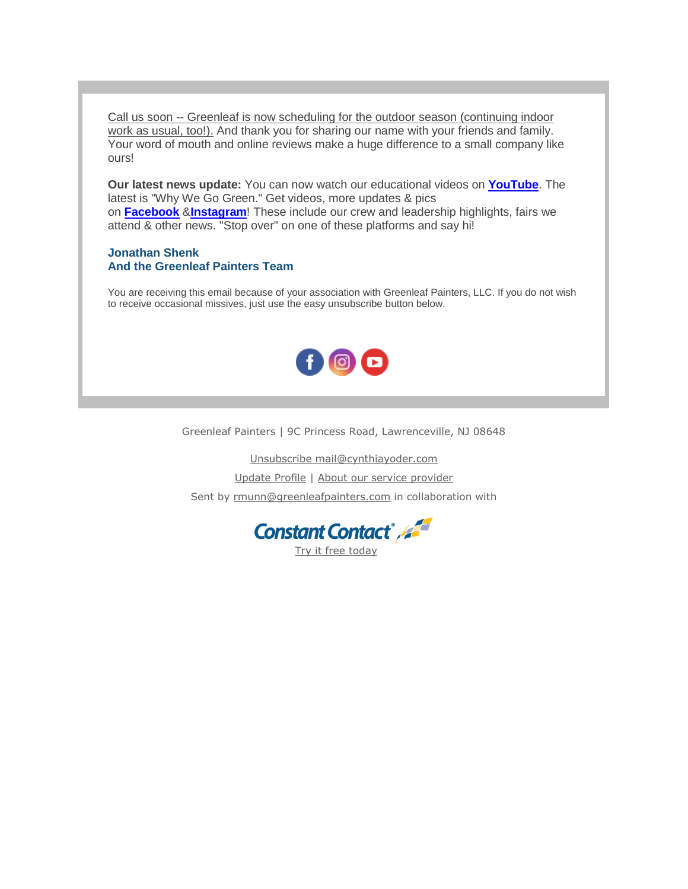Call us soon -- Greenleaf is now scheduling for the outdoor season (continuing indoor work as usual, too!). And thank you for sharing our name with your friends and family. Your word of mouth and online reviews make a huge difference to a small company like ours!

**Our latest news update:** You can now watch our educational videos on **YouTube**. The latest is "Why We Go Green." Get videos, more updates & pics on **Facebook** &**Instagram**! These include our crew and leadership highlights, fairs we attend & other news. "Stop over" on one of these platforms and say hi!

**Jonathan Shenk**
**And the Greenleaf Painters Team**

You are receiving this email because of your association with Greenleaf Painters, LLC. If you do not wish to receive occasional missives, just use the easy unsubscribe button below.

Greenleaf Painters | 9C Princess Road, Lawrenceville, NJ 08648

Unsubscribe mail@cynthiayoder.com

Update Profile | About our service provider

Sent by rmunn@greenleafpainters.com in collaboration with

Constant Contact

Try it free today